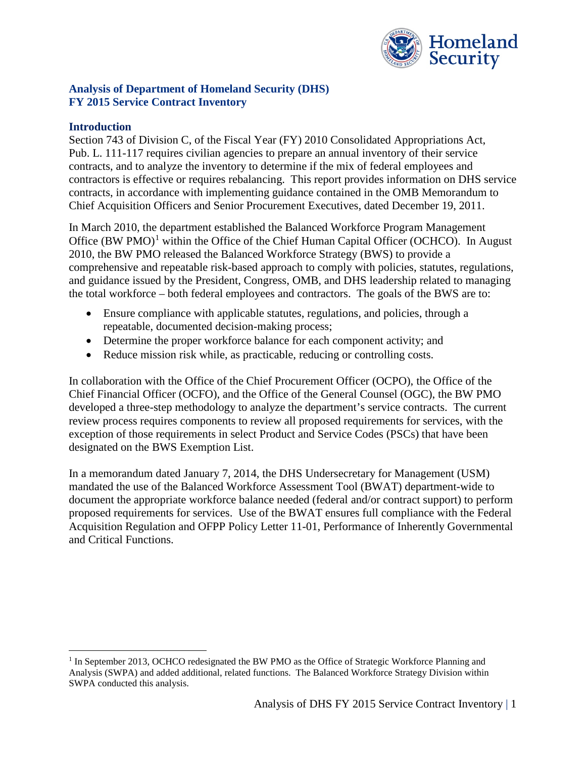# Analysis of Department of Homeland Security (DHS) FY 2015 Service Contract Inventory

## Introduction

Section 743 of Division C, of the Fiscal Year (FY) 2010 Consolidated Appropriations Act, Pub. L. 111-117 requires civilian agencies to prepare an annual inventory of their service contracts, and to analyze the inventory to determine if the mix of federal employees and contractors is effective or requires rebalancing. This report provides information on DHS service contracts, in accordance with implementing guidance contained in the OMB Memorandum to Chief Acquisition Officers and Senior Procurement Executives, dated December 19, 2011.

In March 2010, the department established the Balanced Workforce Program Management Office (BW PMO)[1] within the Office of the Chief Human Capital Officer (OCHCO). In August 2010, the BW PMO released the Balanced Workforce Strategy (BWS) to provide a comprehensive and repeatable risk-based approach to comply with policies, statutes, regulations, and guidance issued by the President, Congress, OMB, and DHS leadership related to managing the total workforce – both federal employees and contractors. The goals of the BWS are to:

- Ensure compliance with applicable statutes, regulations, and policies, through a repeatable, documented decision-making process;
- Determine the proper workforce balance for each component activity; and
- Reduce mission risk while, as practicable, reducing or controlling costs.

In collaboration with the Office of the Chief Procurement Officer (OCPO), the Office of the Chief Financial Officer (OCFO), and the Office of the General Counsel (OGC), the BW PMO developed a three-step methodology to analyze the department's service contracts. The current review process requires components to review all proposed requirements for services, with the exception of those requirements in select Product and Service Codes (PSCs) that have been designated on the BWS Exemption List.

In a memorandum dated January 7, 2014, the DHS Undersecretary for Management (USM) mandated the use of the Balanced Workforce Assessment Tool (BWAT) department-wide to document the appropriate workforce balance needed (federal and/or contract support) to perform proposed requirements for services. Use of the BWAT ensures full compliance with the Federal Acquisition Regulation and OFPP Policy Letter 11-01, Performance of Inherently Governmental and Critical Functions.

---

[1] In September 2013, OCHCO redesignated the BW PMO as the Office of Strategic Workforce Planning and Analysis (SWPA) and added additional, related functions. The Balanced Workforce Strategy Division within SWPA conducted this analysis.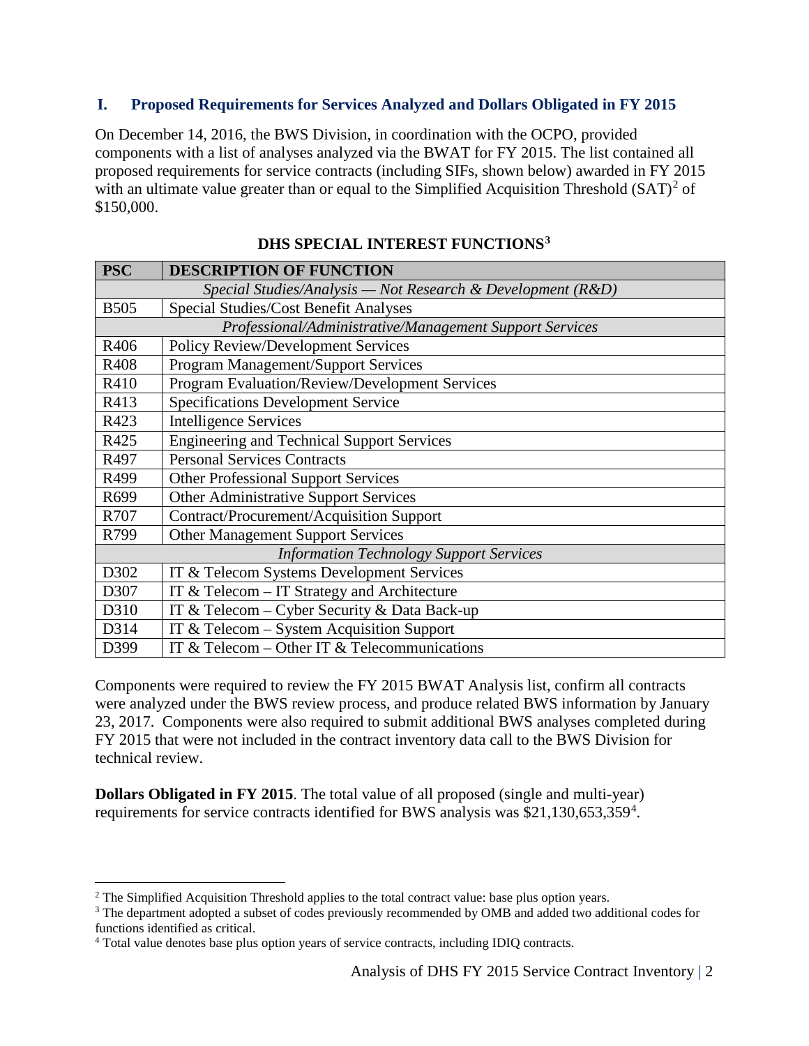## I. Proposed Requirements for Services Analyzed and Dollars Obligated in FY 2015

On December 14, 2016, the BWS Division, in coordination with the OCPO, provided components with a list of analyses analyzed via the BWAT for FY 2015. The list contained all proposed requirements for service contracts (including SIFs, shown below) awarded in FY 2015 with an ultimate value greater than or equal to the Simplified Acquisition Threshold (SAT)[2] of $150,000.

**DHS SPECIAL INTEREST FUNCTIONS[3]**

| PSC | DESCRIPTION OF FUNCTION |
|---|---|
| *Special Studies/Analysis — Not Research & Development (R&D)* | |
| B505 | Special Studies/Cost Benefit Analyses |
| *Professional/Administrative/Management Support Services* | |
| R406 | Policy Review/Development Services |
| R408 | Program Management/Support Services |
| R410 | Program Evaluation/Review/Development Services |
| R413 | Specifications Development Service |
| R423 | Intelligence Services |
| R425 | Engineering and Technical Support Services |
| R497 | Personal Services Contracts |
| R499 | Other Professional Support Services |
| R699 | Other Administrative Support Services |
| R707 | Contract/Procurement/Acquisition Support |
| R799 | Other Management Support Services |
| *Information Technology Support Services* | |
| D302 | IT & Telecom Systems Development Services |
| D307 | IT & Telecom – IT Strategy and Architecture |
| D310 | IT & Telecom – Cyber Security & Data Back-up |
| D314 | IT & Telecom – System Acquisition Support |
| D399 | IT & Telecom – Other IT & Telecommunications |

Components were required to review the FY 2015 BWAT Analysis list, confirm all contracts were analyzed under the BWS review process, and produce related BWS information by January 23, 2017. Components were also required to submit additional BWS analyses completed during FY 2015 that were not included in the contract inventory data call to the BWS Division for technical review.

**Dollars Obligated in FY 2015**. The total value of all proposed (single and multi-year) requirements for service contracts identified for BWS analysis was $21,130,653,359[4].

---

[2] The Simplified Acquisition Threshold applies to the total contract value: base plus option years.

[3] The department adopted a subset of codes previously recommended by OMB and added two additional codes for functions identified as critical.

[4] Total value denotes base plus option years of service contracts, including IDIQ contracts.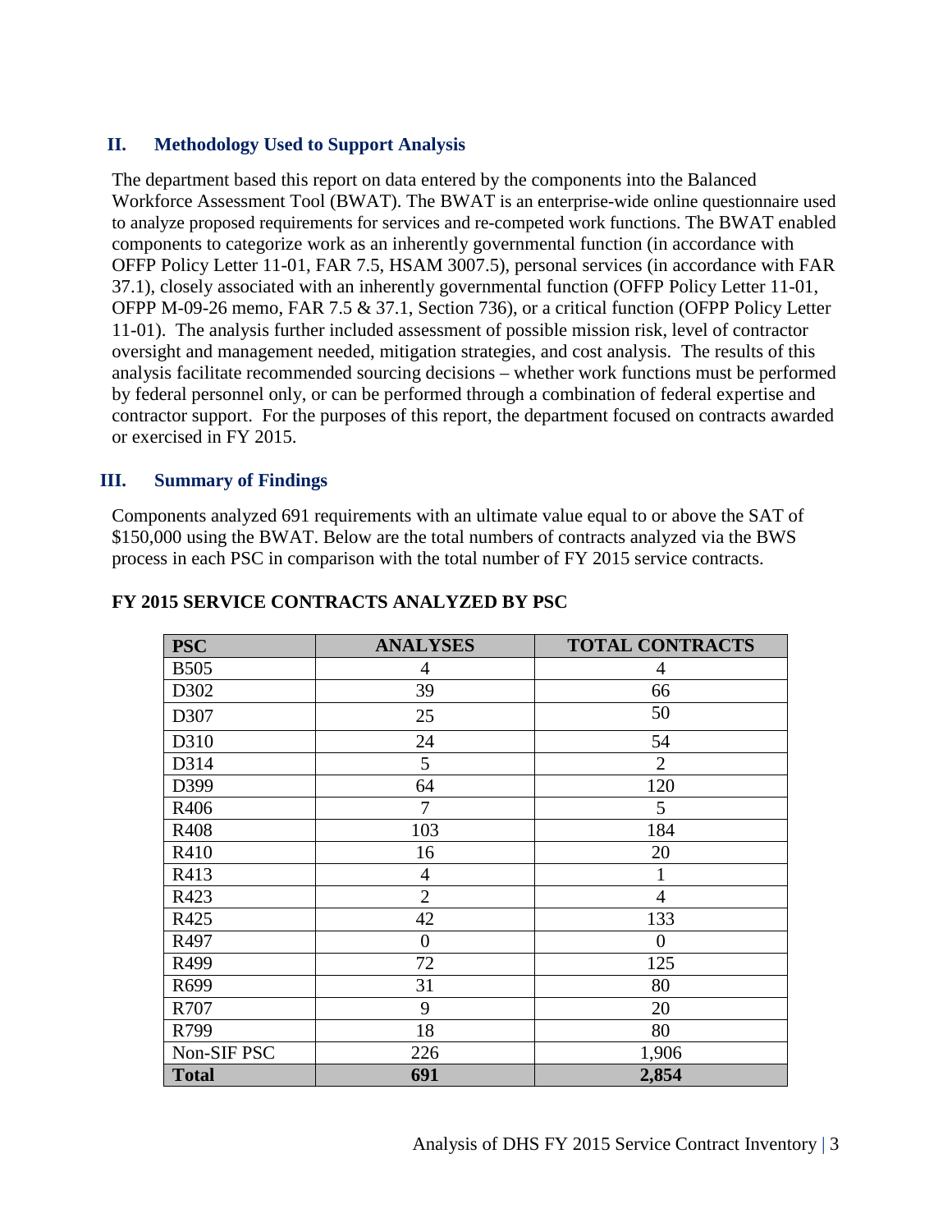## II. Methodology Used to Support Analysis

The department based this report on data entered by the components into the Balanced Workforce Assessment Tool (BWAT). The BWAT is an enterprise-wide online questionnaire used to analyze proposed requirements for services and re-competed work functions. The BWAT enabled components to categorize work as an inherently governmental function (in accordance with OFFP Policy Letter 11-01, FAR 7.5, HSAM 3007.5), personal services (in accordance with FAR 37.1), closely associated with an inherently governmental function (OFFP Policy Letter 11-01, OFPP M-09-26 memo, FAR 7.5 & 37.1, Section 736), or a critical function (OFPP Policy Letter 11-01). The analysis further included assessment of possible mission risk, level of contractor oversight and management needed, mitigation strategies, and cost analysis. The results of this analysis facilitate recommended sourcing decisions – whether work functions must be performed by federal personnel only, or can be performed through a combination of federal expertise and contractor support. For the purposes of this report, the department focused on contracts awarded or exercised in FY 2015.

## III. Summary of Findings

Components analyzed 691 requirements with an ultimate value equal to or above the SAT of $150,000 using the BWAT. Below are the total numbers of contracts analyzed via the BWS process in each PSC in comparison with the total number of FY 2015 service contracts.

**FY 2015 SERVICE CONTRACTS ANALYZED BY PSC**

| PSC | ANALYSES | TOTAL CONTRACTS |
|---|---|---|
| B505 | 4 | 4 |
| D302 | 39 | 66 |
| D307 | 25 | 50 |
| D310 | 24 | 54 |
| D314 | 5 | 2 |
| D399 | 64 | 120 |
| R406 | 7 | 5 |
| R408 | 103 | 184 |
| R410 | 16 | 20 |
| R413 | 4 | 1 |
| R423 | 2 | 4 |
| R425 | 42 | 133 |
| R497 | 0 | 0 |
| R499 | 72 | 125 |
| R699 | 31 | 80 |
| R707 | 9 | 20 |
| R799 | 18 | 80 |
| Non-SIF PSC | 226 | 1,906 |
| **Total** | **691** | **2,854** |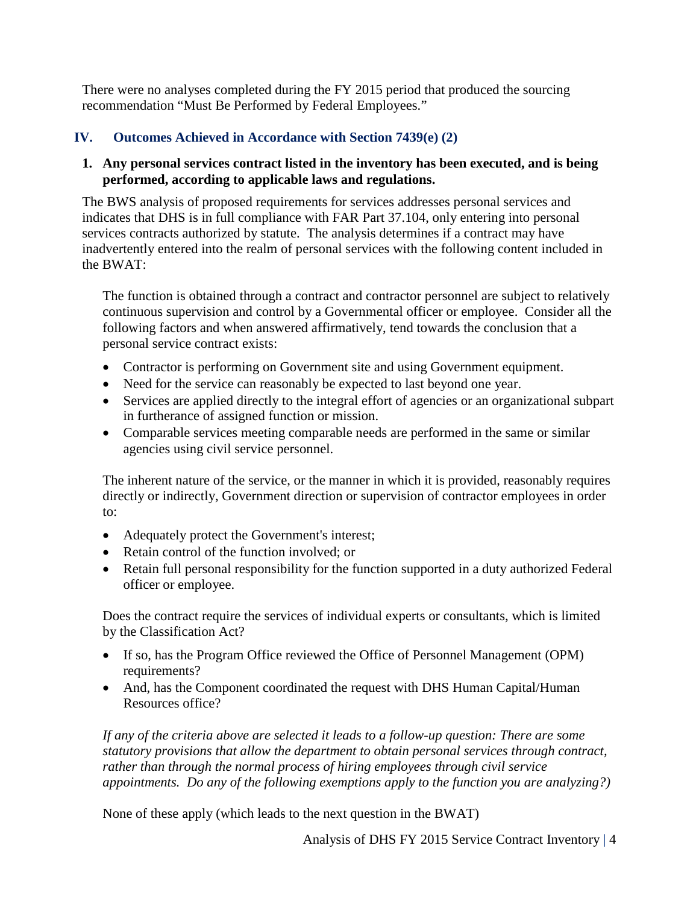There were no analyses completed during the FY 2015 period that produced the sourcing recommendation "Must Be Performed by Federal Employees."

## IV. Outcomes Achieved in Accordance with Section 7439(e) (2)

**1. Any personal services contract listed in the inventory has been executed, and is being performed, according to applicable laws and regulations.**

The BWS analysis of proposed requirements for services addresses personal services and indicates that DHS is in full compliance with FAR Part 37.104, only entering into personal services contracts authorized by statute. The analysis determines if a contract may have inadvertently entered into the realm of personal services with the following content included in the BWAT:

> The function is obtained through a contract and contractor personnel are subject to relatively continuous supervision and control by a Governmental officer or employee. Consider all the following factors and when answered affirmatively, tend towards the conclusion that a personal service contract exists:
>
> - Contractor is performing on Government site and using Government equipment.
> - Need for the service can reasonably be expected to last beyond one year.
> - Services are applied directly to the integral effort of agencies or an organizational subpart in furtherance of assigned function or mission.
> - Comparable services meeting comparable needs are performed in the same or similar agencies using civil service personnel.
>
> The inherent nature of the service, or the manner in which it is provided, reasonably requires directly or indirectly, Government direction or supervision of contractor employees in order to:
>
> - Adequately protect the Government's interest;
> - Retain control of the function involved; or
> - Retain full personal responsibility for the function supported in a duty authorized Federal officer or employee.
>
> Does the contract require the services of individual experts or consultants, which is limited by the Classification Act?
>
> - If so, has the Program Office reviewed the Office of Personnel Management (OPM) requirements?
> - And, has the Component coordinated the request with DHS Human Capital/Human Resources office?
>
> *If any of the criteria above are selected it leads to a follow-up question: There are some statutory provisions that allow the department to obtain personal services through contract, rather than through the normal process of hiring employees through civil service appointments. Do any of the following exemptions apply to the function you are analyzing?)*
>
> None of these apply (which leads to the next question in the BWAT)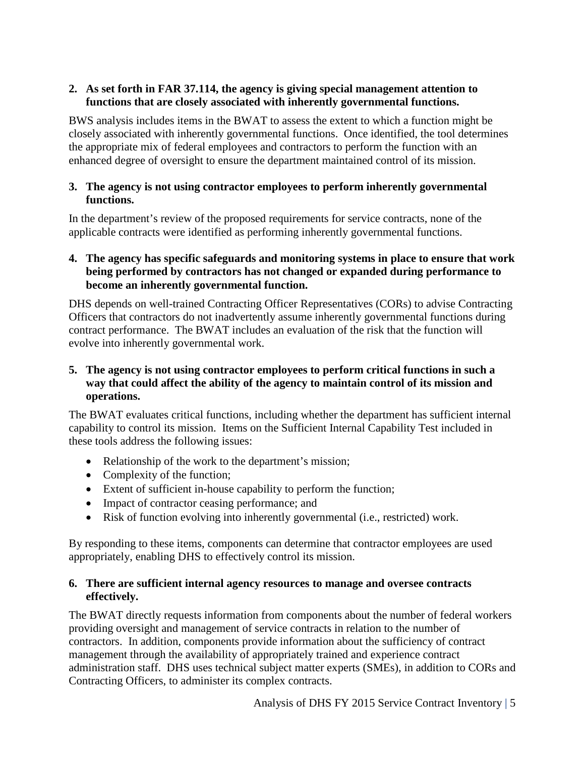**2. As set forth in FAR 37.114, the agency is giving special management attention to functions that are closely associated with inherently governmental functions.**

BWS analysis includes items in the BWAT to assess the extent to which a function might be closely associated with inherently governmental functions. Once identified, the tool determines the appropriate mix of federal employees and contractors to perform the function with an enhanced degree of oversight to ensure the department maintained control of its mission.

**3. The agency is not using contractor employees to perform inherently governmental functions.**

In the department's review of the proposed requirements for service contracts, none of the applicable contracts were identified as performing inherently governmental functions.

**4. The agency has specific safeguards and monitoring systems in place to ensure that work being performed by contractors has not changed or expanded during performance to become an inherently governmental function.**

DHS depends on well-trained Contracting Officer Representatives (CORs) to advise Contracting Officers that contractors do not inadvertently assume inherently governmental functions during contract performance. The BWAT includes an evaluation of the risk that the function will evolve into inherently governmental work.

**5. The agency is not using contractor employees to perform critical functions in such a way that could affect the ability of the agency to maintain control of its mission and operations.**

The BWAT evaluates critical functions, including whether the department has sufficient internal capability to control its mission. Items on the Sufficient Internal Capability Test included in these tools address the following issues:

- Relationship of the work to the department's mission;
- Complexity of the function;
- Extent of sufficient in-house capability to perform the function;
- Impact of contractor ceasing performance; and
- Risk of function evolving into inherently governmental (i.e., restricted) work.

By responding to these items, components can determine that contractor employees are used appropriately, enabling DHS to effectively control its mission.

**6. There are sufficient internal agency resources to manage and oversee contracts effectively.**

The BWAT directly requests information from components about the number of federal workers providing oversight and management of service contracts in relation to the number of contractors. In addition, components provide information about the sufficiency of contract management through the availability of appropriately trained and experience contract administration staff. DHS uses technical subject matter experts (SMEs), in addition to CORs and Contracting Officers, to administer its complex contracts.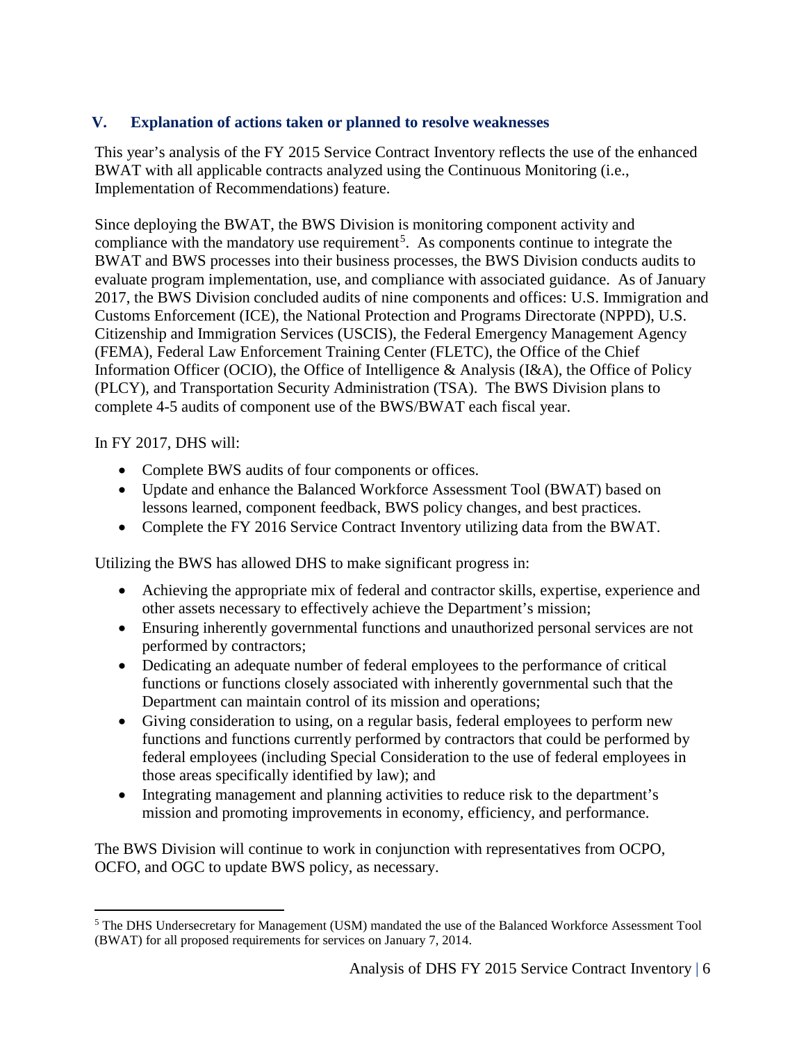## V. Explanation of actions taken or planned to resolve weaknesses

This year's analysis of the FY 2015 Service Contract Inventory reflects the use of the enhanced BWAT with all applicable contracts analyzed using the Continuous Monitoring (i.e., Implementation of Recommendations) feature.

Since deploying the BWAT, the BWS Division is monitoring component activity and compliance with the mandatory use requirement[5]. As components continue to integrate the BWAT and BWS processes into their business processes, the BWS Division conducts audits to evaluate program implementation, use, and compliance with associated guidance. As of January 2017, the BWS Division concluded audits of nine components and offices: U.S. Immigration and Customs Enforcement (ICE), the National Protection and Programs Directorate (NPPD), U.S. Citizenship and Immigration Services (USCIS), the Federal Emergency Management Agency (FEMA), Federal Law Enforcement Training Center (FLETC), the Office of the Chief Information Officer (OCIO), the Office of Intelligence & Analysis (I&A), the Office of Policy (PLCY), and Transportation Security Administration (TSA). The BWS Division plans to complete 4-5 audits of component use of the BWS/BWAT each fiscal year.

In FY 2017, DHS will:

- Complete BWS audits of four components or offices.
- Update and enhance the Balanced Workforce Assessment Tool (BWAT) based on lessons learned, component feedback, BWS policy changes, and best practices.
- Complete the FY 2016 Service Contract Inventory utilizing data from the BWAT.

Utilizing the BWS has allowed DHS to make significant progress in:

- Achieving the appropriate mix of federal and contractor skills, expertise, experience and other assets necessary to effectively achieve the Department's mission;
- Ensuring inherently governmental functions and unauthorized personal services are not performed by contractors;
- Dedicating an adequate number of federal employees to the performance of critical functions or functions closely associated with inherently governmental such that the Department can maintain control of its mission and operations;
- Giving consideration to using, on a regular basis, federal employees to perform new functions and functions currently performed by contractors that could be performed by federal employees (including Special Consideration to the use of federal employees in those areas specifically identified by law); and
- Integrating management and planning activities to reduce risk to the department's mission and promoting improvements in economy, efficiency, and performance.

The BWS Division will continue to work in conjunction with representatives from OCPO, OCFO, and OGC to update BWS policy, as necessary.

[5] The DHS Undersecretary for Management (USM) mandated the use of the Balanced Workforce Assessment Tool (BWAT) for all proposed requirements for services on January 7, 2014.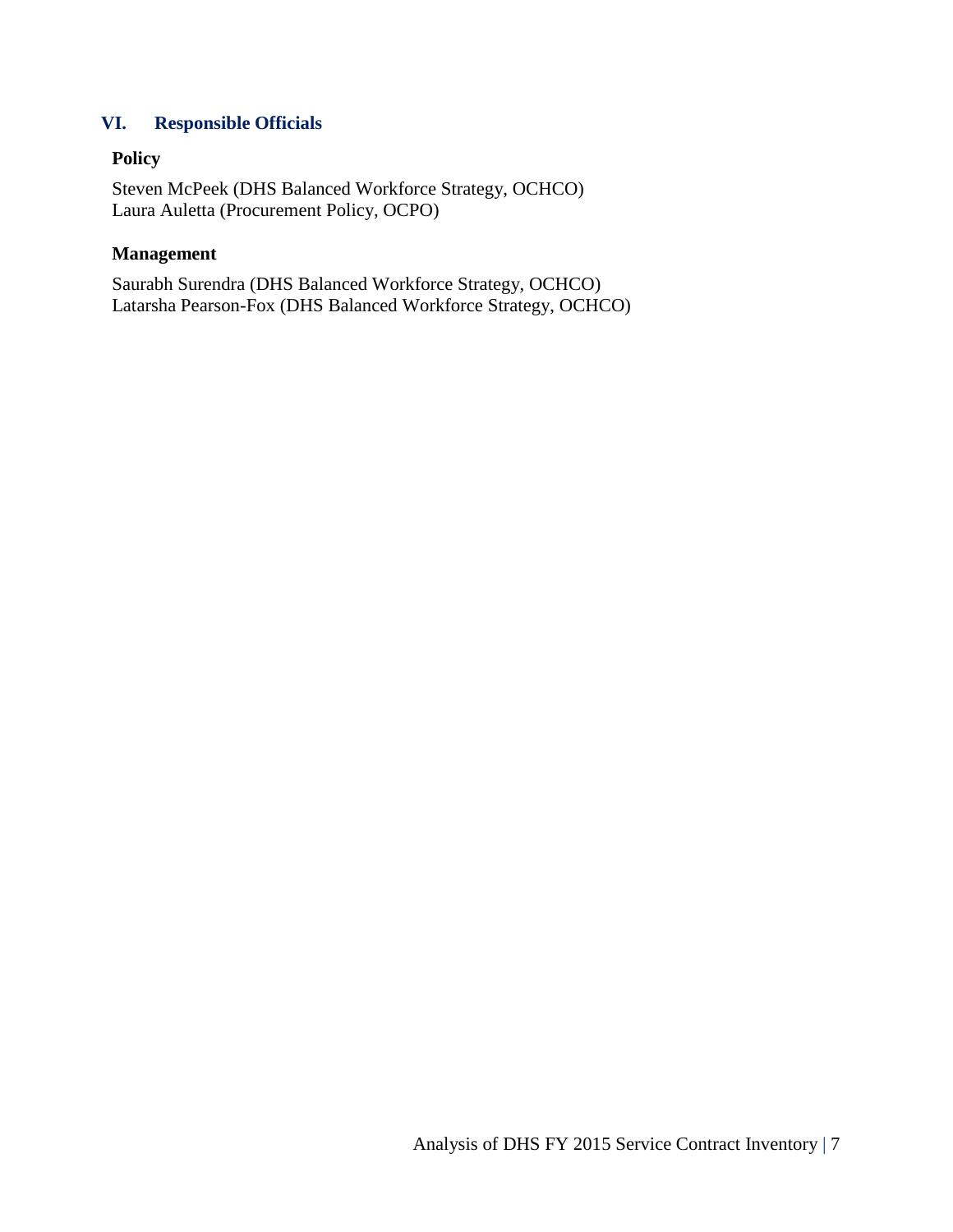## VI. Responsible Officials

### Policy

Steven McPeek (DHS Balanced Workforce Strategy, OCHCO)
Laura Auletta (Procurement Policy, OCPO)

### Management

Saurabh Surendra (DHS Balanced Workforce Strategy, OCHCO)
Latarsha Pearson-Fox (DHS Balanced Workforce Strategy, OCHCO)